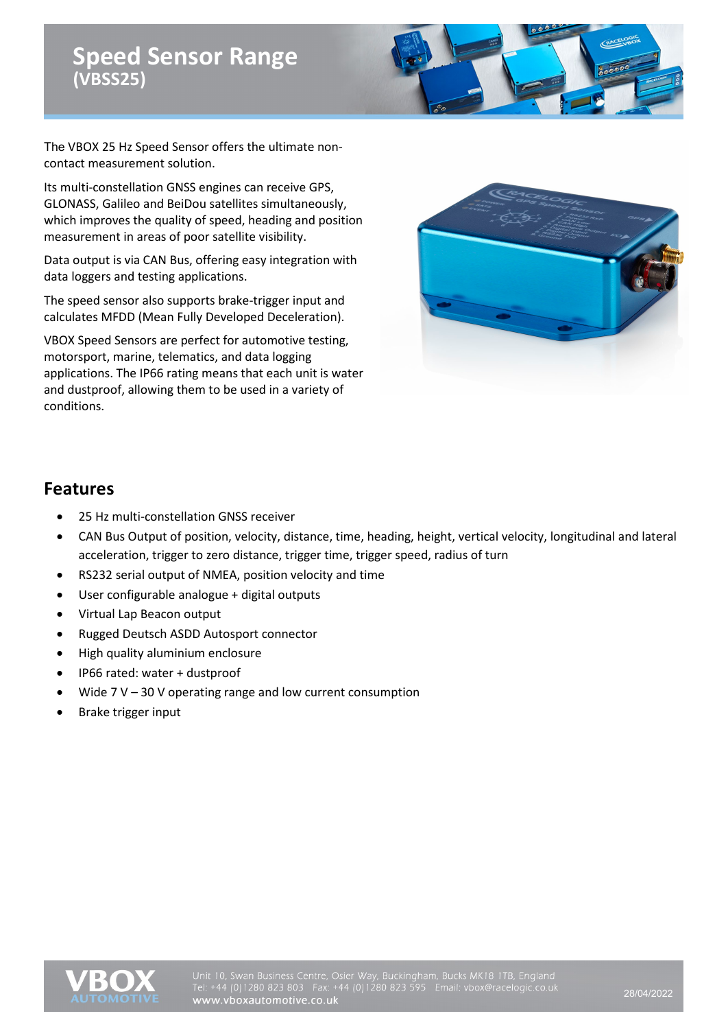# Speed Sensor Range
## (VBSS25)

The VBOX 25 Hz Speed Sensor offers the ultimate non-contact measurement solution.

Its multi-constellation GNSS engines can receive GPS, GLONASS, Galileo and BeiDou satellites simultaneously, which improves the quality of speed, heading and position measurement in areas of poor satellite visibility.

Data output is via CAN Bus, offering easy integration with data loggers and testing applications.

The speed sensor also supports brake-trigger input and calculates MFDD (Mean Fully Developed Deceleration).

VBOX Speed Sensors are perfect for automotive testing, motorsport, marine, telematics, and data logging applications. The IP66 rating means that each unit is water and dustproof, allowing them to be used in a variety of conditions.

## Features

- 25 Hz multi-constellation GNSS receiver
- CAN Bus Output of position, velocity, distance, time, heading, height, vertical velocity, longitudinal and lateral acceleration, trigger to zero distance, trigger time, trigger speed, radius of turn
- RS232 serial output of NMEA, position velocity and time
- User configurable analogue + digital outputs
- Virtual Lap Beacon output
- Rugged Deutsch ASDD Autosport connector
- High quality aluminium enclosure
- IP66 rated: water + dustproof
- Wide 7 V – 30 V operating range and low current consumption
- Brake trigger input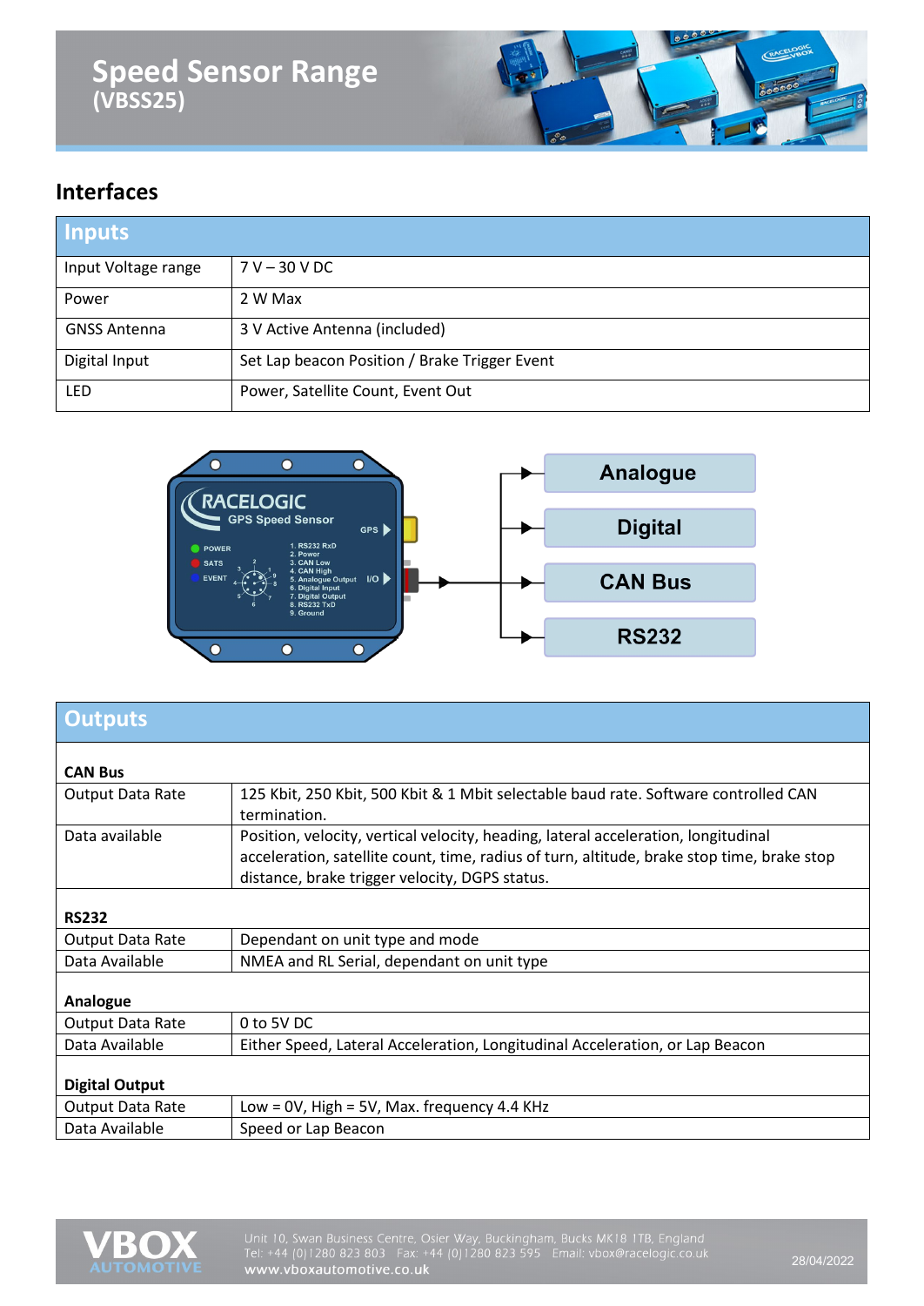## Interfaces

| Inputs | |
|---|---|
| Input Voltage range | 7 V – 30 V DC |
| Power | 2 W Max |
| GNSS Antenna | 3 V Active Antenna (included) |
| Digital Input | Set Lap beacon Position / Brake Trigger Event |
| LED | Power, Satellite Count, Event Out |

| Outputs | |
|---|---|
| **CAN Bus** | |
| Output Data Rate | 125 Kbit, 250 Kbit, 500 Kbit & 1 Mbit selectable baud rate. Software controlled CAN termination. |
| Data available | Position, velocity, vertical velocity, heading, lateral acceleration, longitudinal acceleration, satellite count, time, radius of turn, altitude, brake stop time, brake stop distance, brake trigger velocity, DGPS status. |
| **RS232** | |
| Output Data Rate | Dependant on unit type and mode |
| Data Available | NMEA and RL Serial, dependant on unit type |
| **Analogue** | |
| Output Data Rate | 0 to 5V DC |
| Data Available | Either Speed, Lateral Acceleration, Longitudinal Acceleration, or Lap Beacon |
| **Digital Output** | |
| Output Data Rate | Low = 0V, High = 5V, Max. frequency 4.4 KHz |
| Data Available | Speed or Lap Beacon |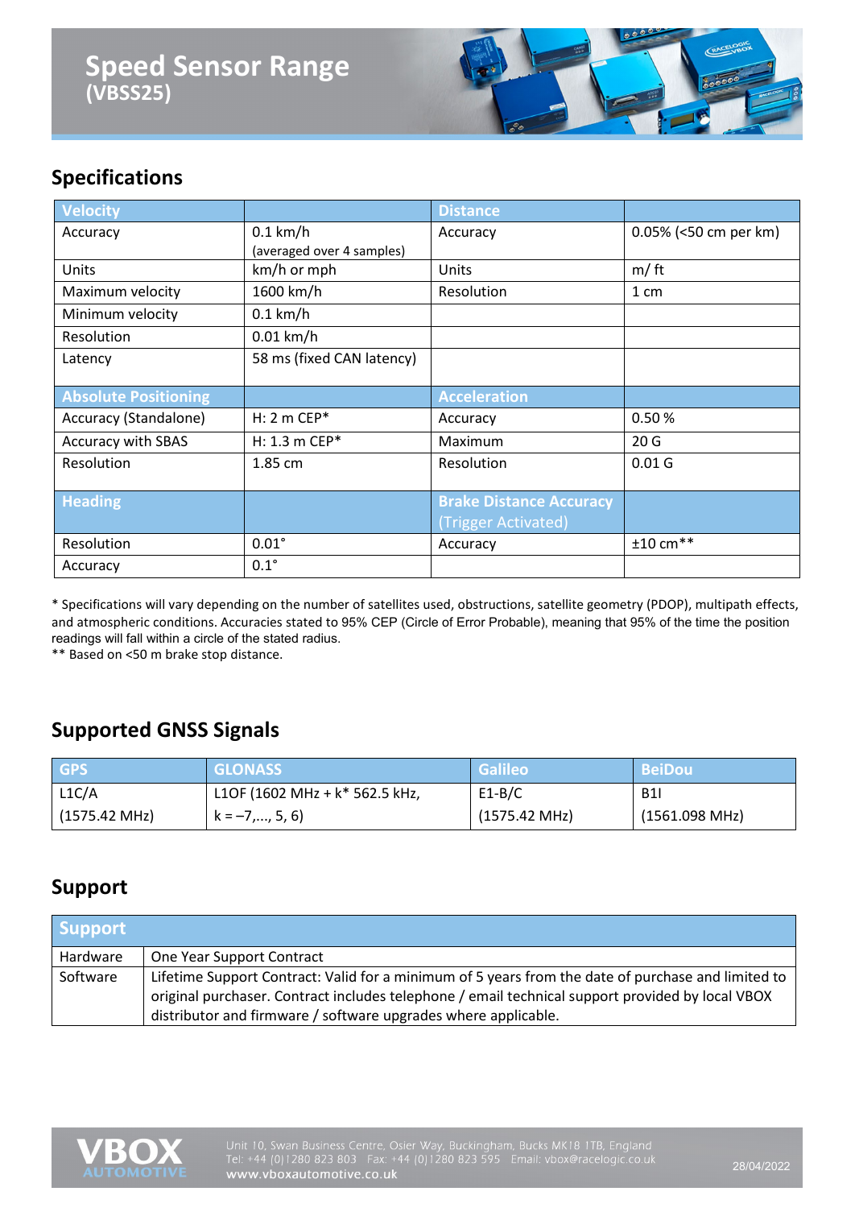# Speed Sensor Range
## (VBSS25)

## Specifications

| Velocity | | Distance | |
|---|---|---|---|
| Accuracy | 0.1 km/h (averaged over 4 samples) | Accuracy | 0.05% (<50 cm per km) |
| Units | km/h or mph | Units | m/ ft |
| Maximum velocity | 1600 km/h | Resolution | 1 cm |
| Minimum velocity | 0.1 km/h | | |
| Resolution | 0.01 km/h | | |
| Latency | 58 ms (fixed CAN latency) | | |
| **Absolute Positioning** | | **Acceleration** | |
| Accuracy (Standalone) | H: 2 m CEP* | Accuracy | 0.50 % |
| Accuracy with SBAS | H: 1.3 m CEP* | Maximum | 20 G |
| Resolution | 1.85 cm | Resolution | 0.01 G |
| **Heading** | | **Brake Distance Accuracy** (Trigger Activated) | |
| Resolution | 0.01° | Accuracy | ±10 cm** |
| Accuracy | 0.1° | | |

\* Specifications will vary depending on the number of satellites used, obstructions, satellite geometry (PDOP), multipath effects, and atmospheric conditions. Accuracies stated to 95% CEP (Circle of Error Probable), meaning that 95% of the time the position readings will fall within a circle of the stated radius.
** Based on <50 m brake stop distance.

## Supported GNSS Signals

| GPS | GLONASS | Galileo | BeiDou |
|---|---|---|---|
| L1C/A (1575.42 MHz) | L1OF (1602 MHz + k* 562.5 kHz, k = –7,..., 5, 6) | E1-B/C (1575.42 MHz) | B1I (1561.098 MHz) |

## Support

| Support | |
|---|---|
| Hardware | One Year Support Contract |
| Software | Lifetime Support Contract: Valid for a minimum of 5 years from the date of purchase and limited to original purchaser. Contract includes telephone / email technical support provided by local VBOX distributor and firmware / software upgrades where applicable. |

VBOX AUTOMOTIVE
Unit 10, Swan Business Centre, Osier Way, Buckingham, Bucks MK18 1TB, England
Tel: +44 (0)1280 823 803 Fax: +44 (0)1280 823 595 Email: vbox@racelogic.co.uk
www.vboxautomotive.co.uk
28/04/2022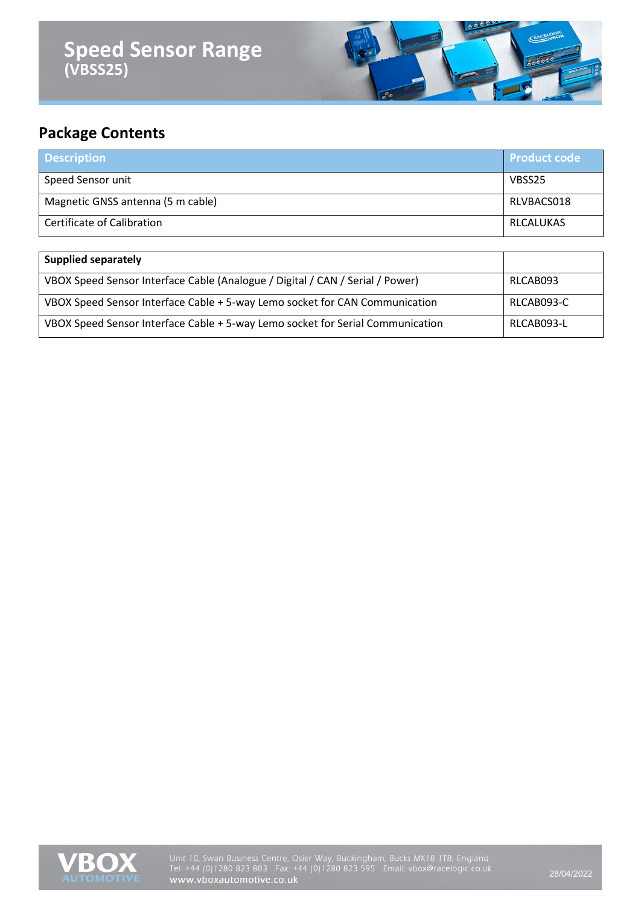## Package Contents

| Description | Product code |
|---|---|
| Speed Sensor unit | VBSS25 |
| Magnetic GNSS antenna (5 m cable) | RLVBACS018 |
| Certificate of Calibration | RLCALUKAS |

| **Supplied separately** | |
|---|---|
| VBOX Speed Sensor Interface Cable (Analogue / Digital / CAN / Serial / Power) | RLCAB093 |
| VBOX Speed Sensor Interface Cable + 5-way Lemo socket for CAN Communication | RLCAB093-C |
| VBOX Speed Sensor Interface Cable + 5-way Lemo socket for Serial Communication | RLCAB093-L |